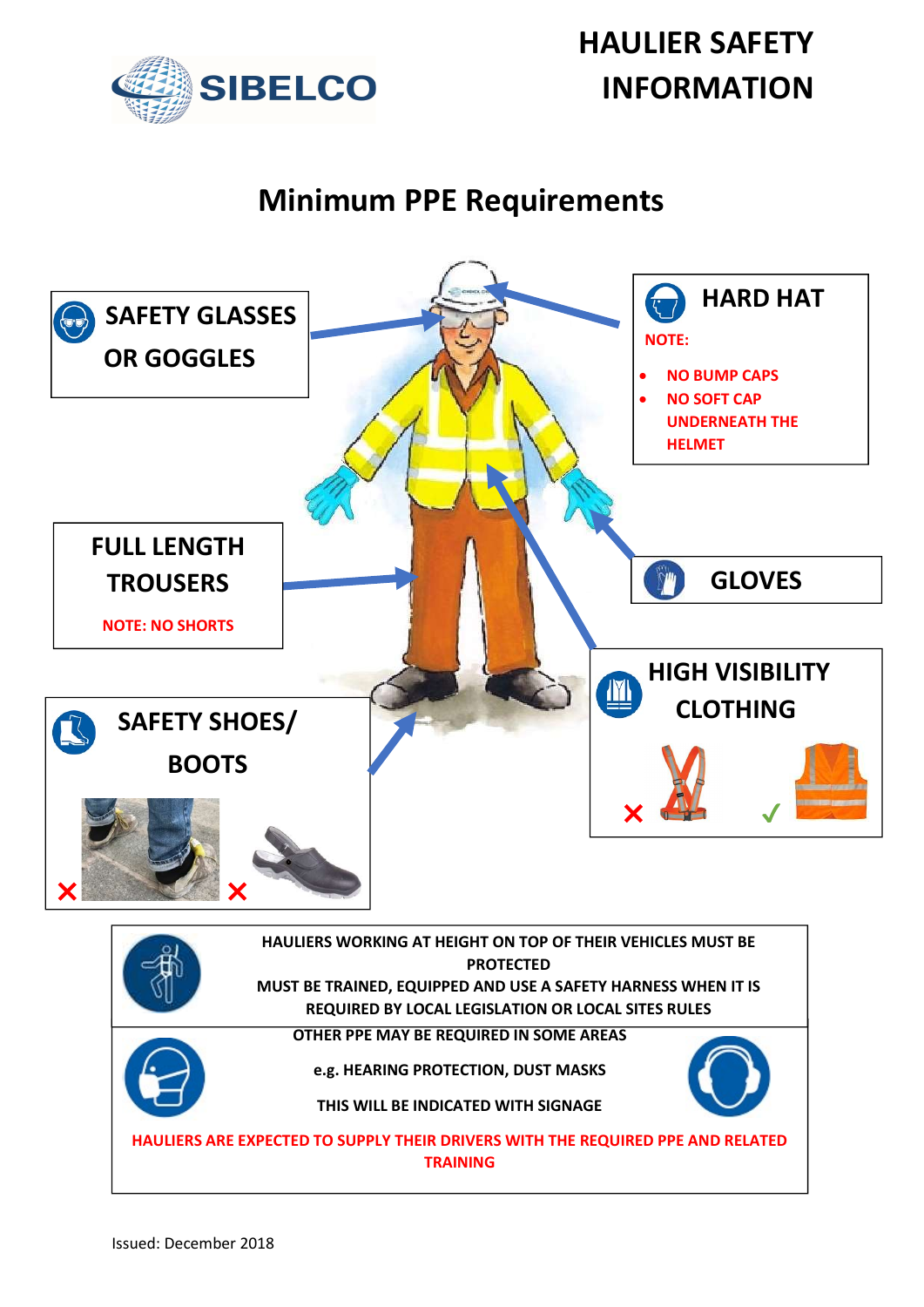SIBELCO

# HAULIER SAFETY INFORMATION

## Minimum PPE Requirements

**SAFETY GLASSES OR GOGGLES**

**HARD HAT**

NOTE:

- NO BUMP CAPS
- NO SOFT CAP UNDERNEATH THE HELMET

**FULL LENGTH TROUSERS**

NOTE: NO SHORTS

**GLOVES**

**HIGH VISIBILITY CLOTHING**

**SAFETY SHOES/ BOOTS**

HAULIERS WORKING AT HEIGHT ON TOP OF THEIR VEHICLES MUST BE PROTECTED
MUST BE TRAINED, EQUIPPED AND USE A SAFETY HARNESS WHEN IT IS REQUIRED BY LOCAL LEGISLATION OR LOCAL SITES RULES

OTHER PPE MAY BE REQUIRED IN SOME AREAS

e.g. HEARING PROTECTION, DUST MASKS

THIS WILL BE INDICATED WITH SIGNAGE

HAULIERS ARE EXPECTED TO SUPPLY THEIR DRIVERS WITH THE REQUIRED PPE AND RELATED TRAINING

Issued: December 2018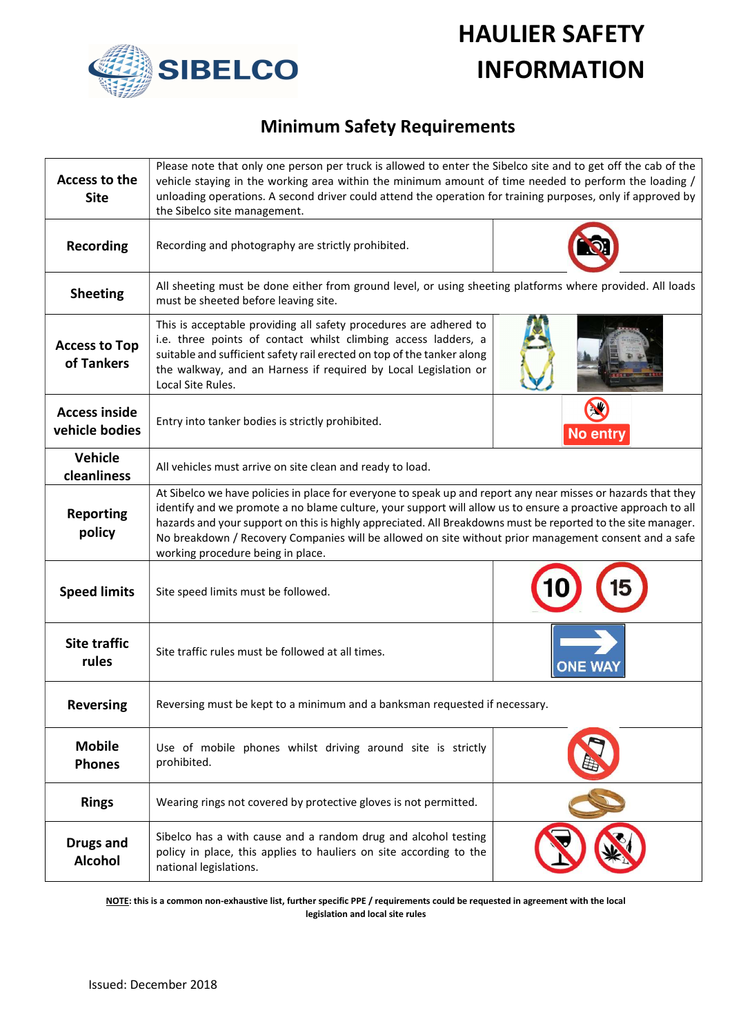# HAULIER SAFETY INFORMATION

SIBELCO

## Minimum Safety Requirements

| | | |
|---|---|---|
| **Access to the Site** | Please note that only one person per truck is allowed to enter the Sibelco site and to get off the cab of the vehicle staying in the working area within the minimum amount of time needed to perform the loading / unloading operations. A second driver could attend the operation for training purposes, only if approved by the Sibelco site management. | |
| **Recording** | Recording and photography are strictly prohibited. | |
| **Sheeting** | All sheeting must be done either from ground level, or using sheeting platforms where provided. All loads must be sheeted before leaving site. | |
| **Access to Top of Tankers** | This is acceptable providing all safety procedures are adhered to i.e. three points of contact whilst climbing access ladders, a suitable and sufficient safety rail erected on top of the tanker along the walkway, and an Harness if required by Local Legislation or Local Site Rules. | |
| **Access inside vehicle bodies** | Entry into tanker bodies is strictly prohibited. | No entry |
| **Vehicle cleanliness** | All vehicles must arrive on site clean and ready to load. | |
| **Reporting policy** | At Sibelco we have policies in place for everyone to speak up and report any near misses or hazards that they identify and we promote a no blame culture, your support will allow us to ensure a proactive approach to all hazards and your support on this is highly appreciated. All Breakdowns must be reported to the site manager. No breakdown / Recovery Companies will be allowed on site without prior management consent and a safe working procedure being in place. | |
| **Speed limits** | Site speed limits must be followed. | 10 15 |
| **Site traffic rules** | Site traffic rules must be followed at all times. | ONE WAY |
| **Reversing** | Reversing must be kept to a minimum and a banksman requested if necessary. | |
| **Mobile Phones** | Use of mobile phones whilst driving around site is strictly prohibited. | |
| **Rings** | Wearing rings not covered by protective gloves is not permitted. | |
| **Drugs and Alcohol** | Sibelco has a with cause and a random drug and alcohol testing policy in place, this applies to hauliers on site according to the national legislations. | |

**NOTE: this is a common non-exhaustive list, further specific PPE / requirements could be requested in agreement with the local legislation and local site rules**

Issued: December 2018